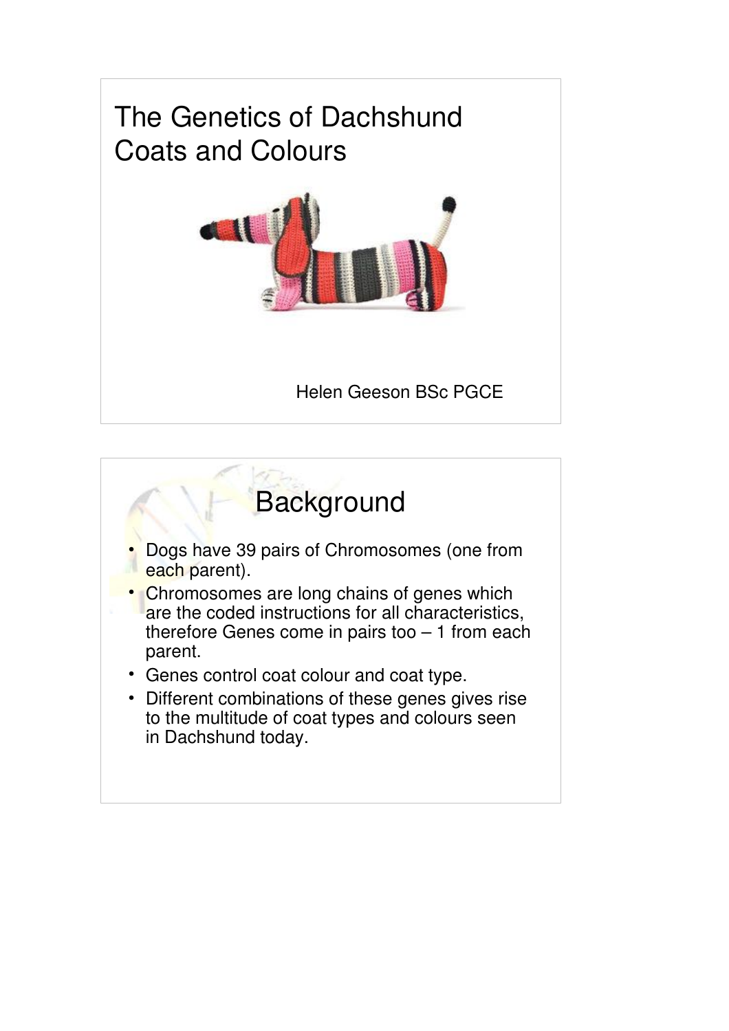# The Genetics of Dachshund Coats and Colours

Helen Geeson BSc PGCE

## Background

- Dogs have 39 pairs of Chromosomes (one from each parent).
- Chromosomes are long chains of genes which are the coded instructions for all characteristics, therefore Genes come in pairs too – 1 from each parent.
- Genes control coat colour and coat type.
- Different combinations of these genes gives rise to the multitude of coat types and colours seen in Dachshund today.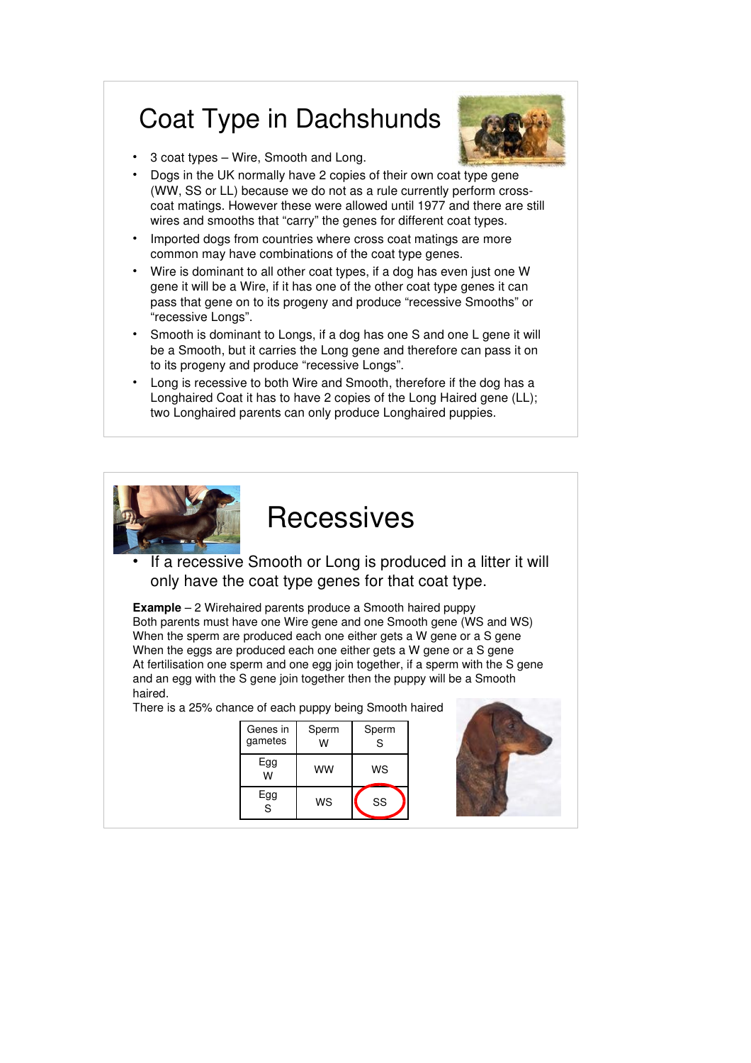# Coat Type in Dachshunds

- 3 coat types – Wire, Smooth and Long.
- Dogs in the UK normally have 2 copies of their own coat type gene (WW, SS or LL) because we do not as a rule currently perform cross-coat matings. However these were allowed until 1977 and there are still wires and smooths that "carry" the genes for different coat types.
- Imported dogs from countries where cross coat matings are more common may have combinations of the coat type genes.
- Wire is dominant to all other coat types, if a dog has even just one W gene it will be a Wire, if it has one of the other coat type genes it can pass that gene on to its progeny and produce "recessive Smooths" or "recessive Longs".
- Smooth is dominant to Longs, if a dog has one S and one L gene it will be a Smooth, but it carries the Long gene and therefore can pass it on to its progeny and produce "recessive Longs".
- Long is recessive to both Wire and Smooth, therefore if the dog has a Longhaired Coat it has to have 2 copies of the Long Haired gene (LL); two Longhaired parents can only produce Longhaired puppies.

# Recessives

- If a recessive Smooth or Long is produced in a litter it will only have the coat type genes for that coat type.

**Example** – 2 Wirehaired parents produce a Smooth haired puppy
Both parents must have one Wire gene and one Smooth gene (WS and WS)
When the sperm are produced each one either gets a W gene or a S gene
When the eggs are produced each one either gets a W gene or a S gene
At fertilisation one sperm and one egg join together, if a sperm with the S gene and an egg with the S gene join together then the puppy will be a Smooth haired.
There is a 25% chance of each puppy being Smooth haired

| Genes in gametes | Sperm W | Sperm S |
|---|---|---|
| Egg W | WW | WS |
| Egg S | WS | SS |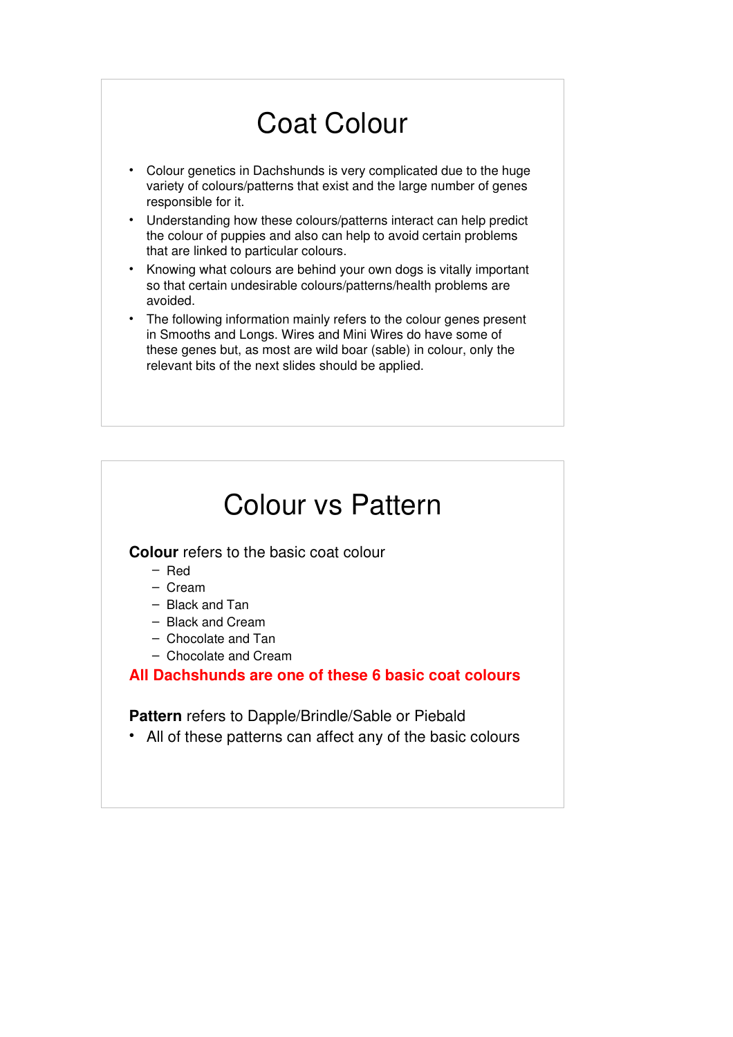# Coat Colour

- Colour genetics in Dachshunds is very complicated due to the huge variety of colours/patterns that exist and the large number of genes responsible for it.
- Understanding how these colours/patterns interact can help predict the colour of puppies and also can help to avoid certain problems that are linked to particular colours.
- Knowing what colours are behind your own dogs is vitally important so that certain undesirable colours/patterns/health problems are avoided.
- The following information mainly refers to the colour genes present in Smooths and Longs. Wires and Mini Wires do have some of these genes but, as most are wild boar (sable) in colour, only the relevant bits of the next slides should be applied.

# Colour vs Pattern

**Colour** refers to the basic coat colour

- Red
- Cream
- Black and Tan
- Black and Cream
- Chocolate and Tan
- Chocolate and Cream

**All Dachshunds are one of these 6 basic coat colours**

**Pattern** refers to Dapple/Brindle/Sable or Piebald

- All of these patterns can affect any of the basic colours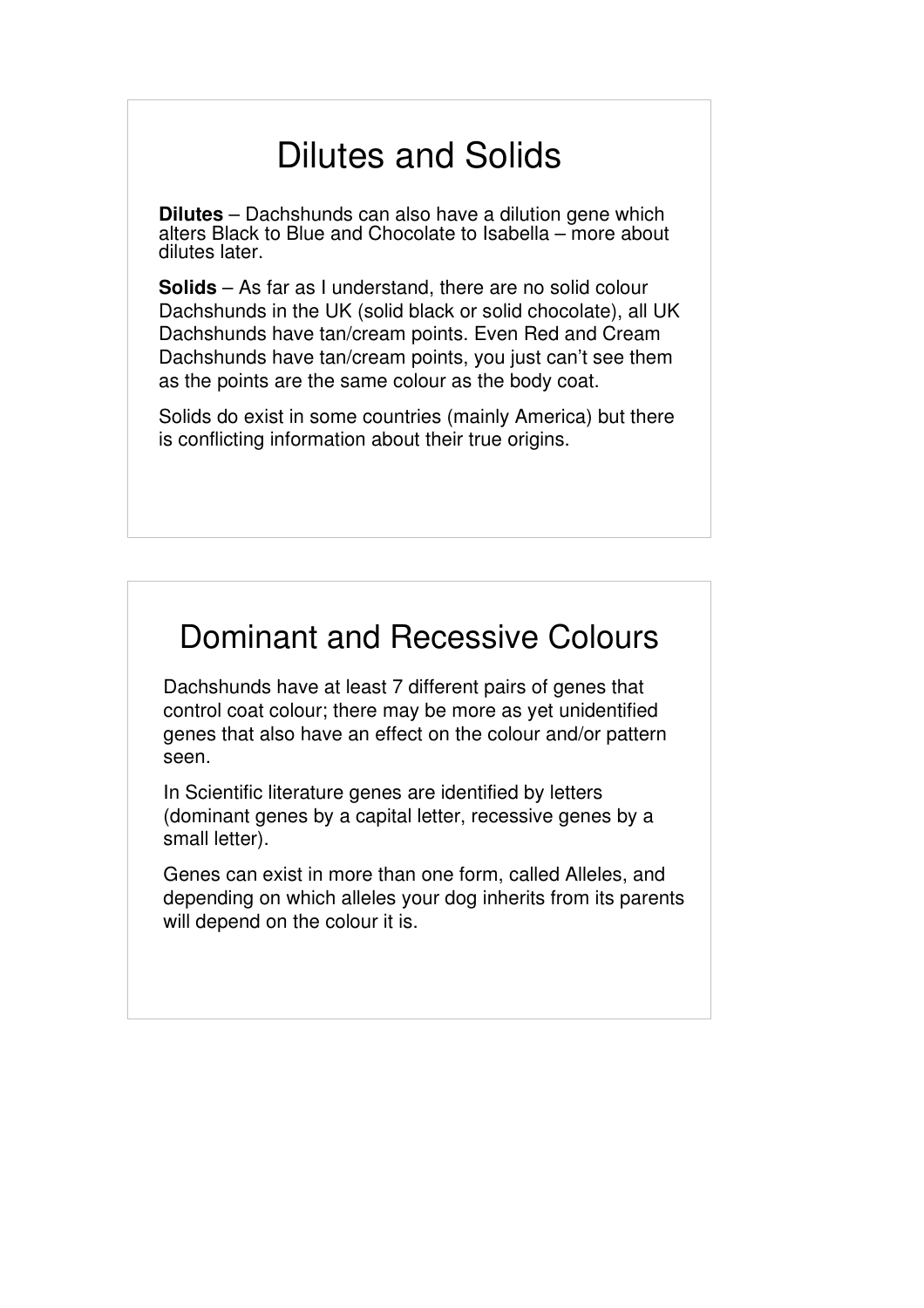## Dilutes and Solids

**Dilutes** – Dachshunds can also have a dilution gene which alters Black to Blue and Chocolate to Isabella – more about dilutes later.

**Solids** – As far as I understand, there are no solid colour Dachshunds in the UK (solid black or solid chocolate), all UK Dachshunds have tan/cream points. Even Red and Cream Dachshunds have tan/cream points, you just can't see them as the points are the same colour as the body coat.

Solids do exist in some countries (mainly America) but there is conflicting information about their true origins.

## Dominant and Recessive Colours

Dachshunds have at least 7 different pairs of genes that control coat colour; there may be more as yet unidentified genes that also have an effect on the colour and/or pattern seen.

In Scientific literature genes are identified by letters (dominant genes by a capital letter, recessive genes by a small letter).

Genes can exist in more than one form, called Alleles, and depending on which alleles your dog inherits from its parents will depend on the colour it is.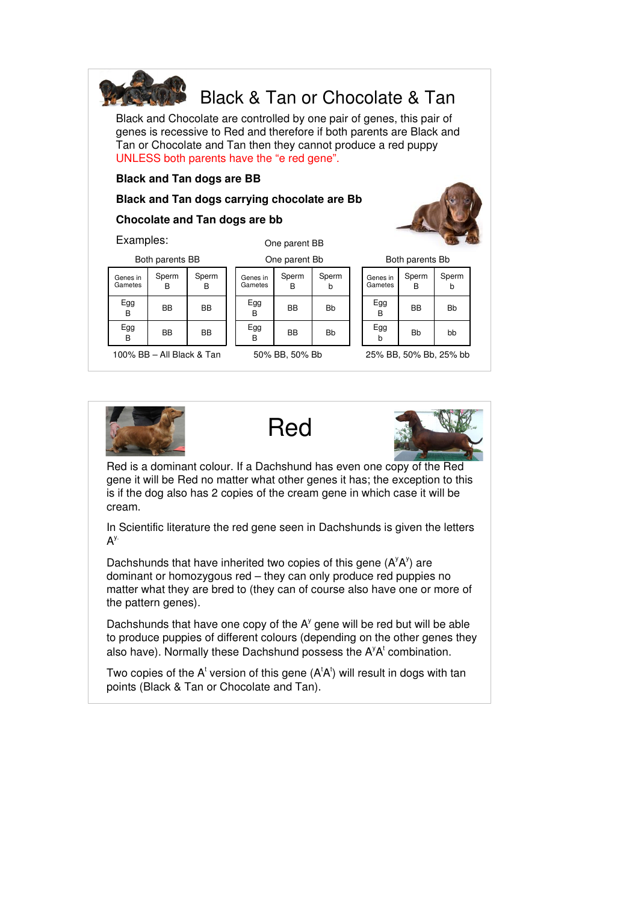# Black & Tan or Chocolate & Tan

Black and Chocolate are controlled by one pair of genes, this pair of genes is recessive to Red and therefore if both parents are Black and Tan or Chocolate and Tan then they cannot produce a red puppy UNLESS both parents have the "e red gene".

**Black and Tan dogs are BB**

**Black and Tan dogs carrying chocolate are Bb**

**Chocolate and Tan dogs are bb**

Examples:

Both parents BB

| Genes in Gametes | Sperm B | Sperm B |
|---|---|---|
| Egg B | BB | BB |
| Egg B | BB | BB |

100% BB – All Black & Tan

One parent BB
One parent Bb

| Genes in Gametes | Sperm B | Sperm b |
|---|---|---|
| Egg B | BB | Bb |
| Egg B | BB | Bb |

50% BB, 50% Bb

Both parents Bb

| Genes in Gametes | Sperm B | Sperm b |
|---|---|---|
| Egg B | BB | Bb |
| Egg b | Bb | bb |

25% BB, 50% Bb, 25% bb

# Red

Red is a dominant colour. If a Dachshund has even one copy of the Red gene it will be Red no matter what other genes it has; the exception to this is if the dog also has 2 copies of the cream gene in which case it will be cream.

In Scientific literature the red gene seen in Dachshunds is given the letters $A^{y}$.

Dachshunds that have inherited two copies of this gene ($A^{y}A^{y}$) are dominant or homozygous red – they can only produce red puppies no matter what they are bred to (they can of course also have one or more of the pattern genes).

Dachshunds that have one copy of the $A^{y}$ gene will be red but will be able to produce puppies of different colours (depending on the other genes they also have). Normally these Dachshund possess the $A^{y}A^{t}$ combination.

Two copies of the $A^{t}$ version of this gene ($A^{t}A^{t}$) will result in dogs with tan points (Black & Tan or Chocolate and Tan).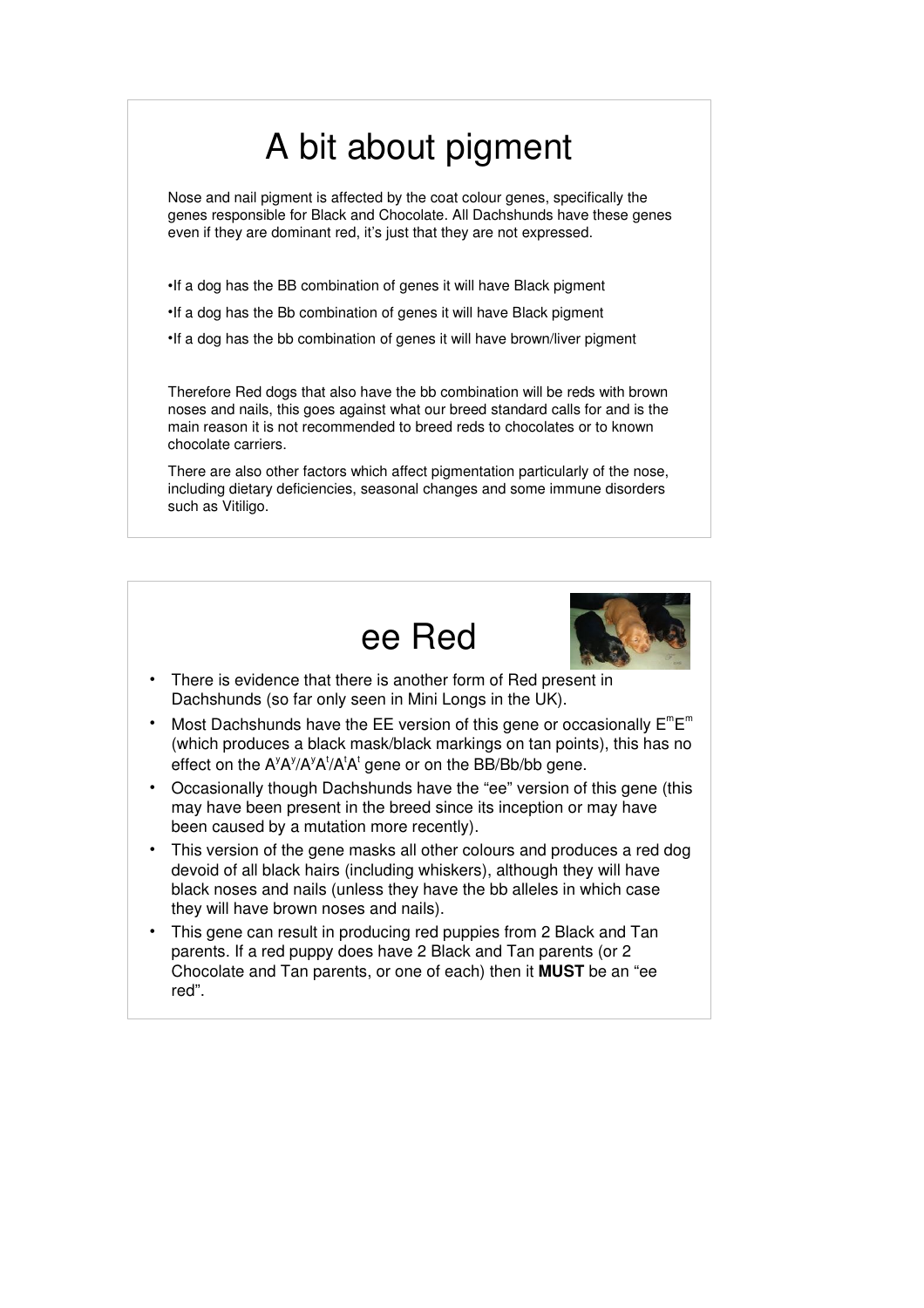# A bit about pigment

Nose and nail pigment is affected by the coat colour genes, specifically the genes responsible for Black and Chocolate. All Dachshunds have these genes even if they are dominant red, it's just that they are not expressed.

- If a dog has the BB combination of genes it will have Black pigment
- If a dog has the Bb combination of genes it will have Black pigment
- If a dog has the bb combination of genes it will have brown/liver pigment

Therefore Red dogs that also have the bb combination will be reds with brown noses and nails, this goes against what our breed standard calls for and is the main reason it is not recommended to breed reds to chocolates or to known chocolate carriers.

There are also other factors which affect pigmentation particularly of the nose, including dietary deficiencies, seasonal changes and some immune disorders such as Vitiligo.

# ee Red

- There is evidence that there is another form of Red present in Dachshunds (so far only seen in Mini Longs in the UK).
- Most Dachshunds have the EE version of this gene or occasionally $E^mE^m$ (which produces a black mask/black markings on tan points), this has no effect on the $A^yA^y/A^yA^t/A^tA^t$ gene or on the BB/Bb/bb gene.
- Occasionally though Dachshunds have the "ee" version of this gene (this may have been present in the breed since its inception or may have been caused by a mutation more recently).
- This version of the gene masks all other colours and produces a red dog devoid of all black hairs (including whiskers), although they will have black noses and nails (unless they have the bb alleles in which case they will have brown noses and nails).
- This gene can result in producing red puppies from 2 Black and Tan parents. If a red puppy does have 2 Black and Tan parents (or 2 Chocolate and Tan parents, or one of each) then it **MUST** be an "ee red".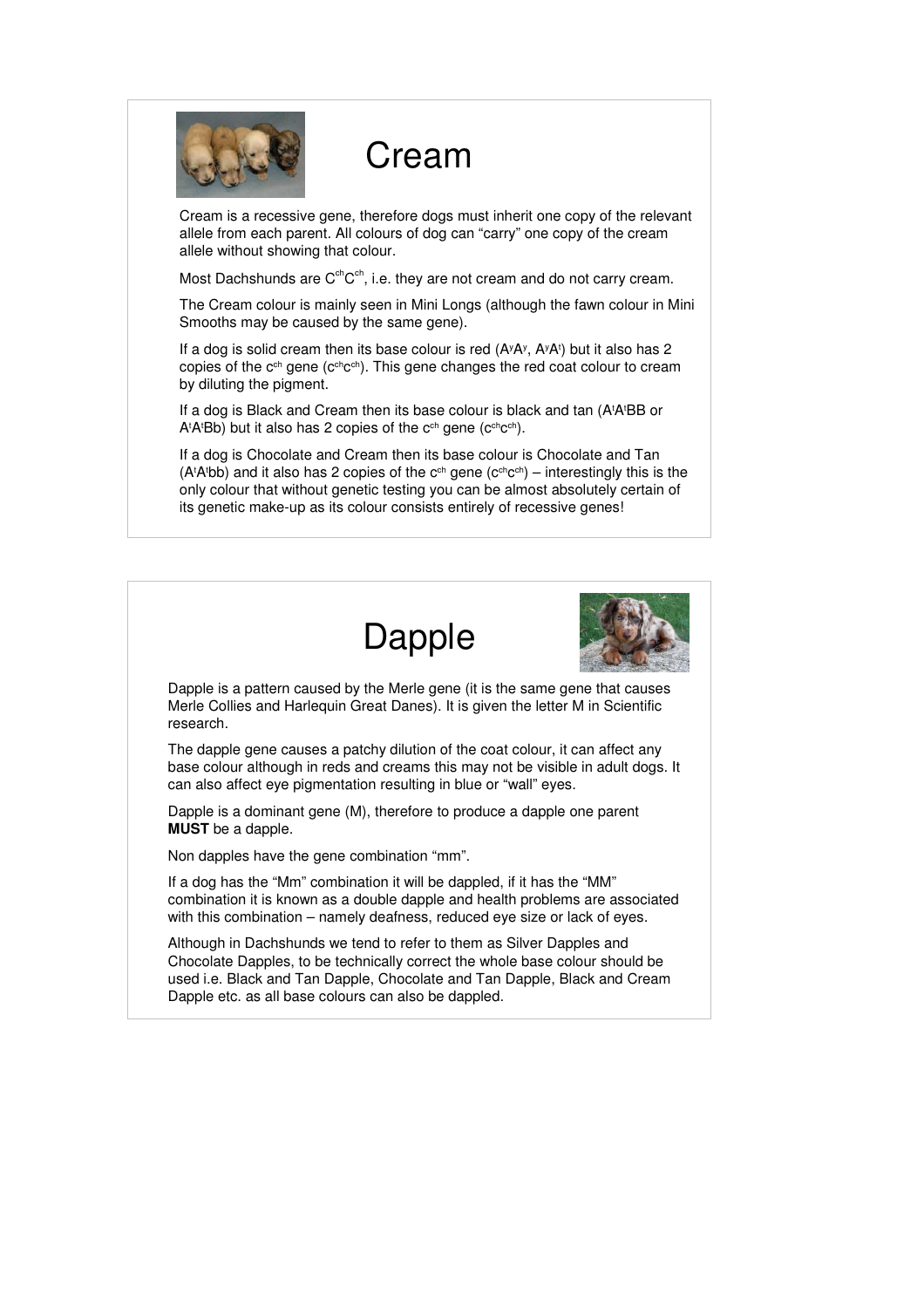# Cream

Cream is a recessive gene, therefore dogs must inherit one copy of the relevant allele from each parent. All colours of dog can "carry" one copy of the cream allele without showing that colour.

Most Dachshunds are $C^{ch}C^{ch}$, i.e. they are not cream and do not carry cream.

The Cream colour is mainly seen in Mini Longs (although the fawn colour in Mini Smooths may be caused by the same gene).

If a dog is solid cream then its base colour is red ($A^yA^y$, $A^yA^t$) but it also has 2 copies of the $c^{ch}$ gene ($c^{ch}c^{ch}$). This gene changes the red coat colour to cream by diluting the pigment.

If a dog is Black and Cream then its base colour is black and tan ($A^tA^tBB$ or $A^tA^tBb$) but it also has 2 copies of the $c^{ch}$ gene ($c^{ch}c^{ch}$).

If a dog is Chocolate and Cream then its base colour is Chocolate and Tan ($A^tA^tbb$) and it also has 2 copies of the $c^{ch}$ gene ($c^{ch}c^{ch}$) – interestingly this is the only colour that without genetic testing you can be almost absolutely certain of its genetic make-up as its colour consists entirely of recessive genes!

# Dapple

Dapple is a pattern caused by the Merle gene (it is the same gene that causes Merle Collies and Harlequin Great Danes). It is given the letter M in Scientific research.

The dapple gene causes a patchy dilution of the coat colour, it can affect any base colour although in reds and creams this may not be visible in adult dogs. It can also affect eye pigmentation resulting in blue or "wall" eyes.

Dapple is a dominant gene (M), therefore to produce a dapple one parent **MUST** be a dapple.

Non dapples have the gene combination "mm".

If a dog has the "Mm" combination it will be dappled, if it has the "MM" combination it is known as a double dapple and health problems are associated with this combination – namely deafness, reduced eye size or lack of eyes.

Although in Dachshunds we tend to refer to them as Silver Dapples and Chocolate Dapples, to be technically correct the whole base colour should be used i.e. Black and Tan Dapple, Chocolate and Tan Dapple, Black and Cream Dapple etc. as all base colours can also be dappled.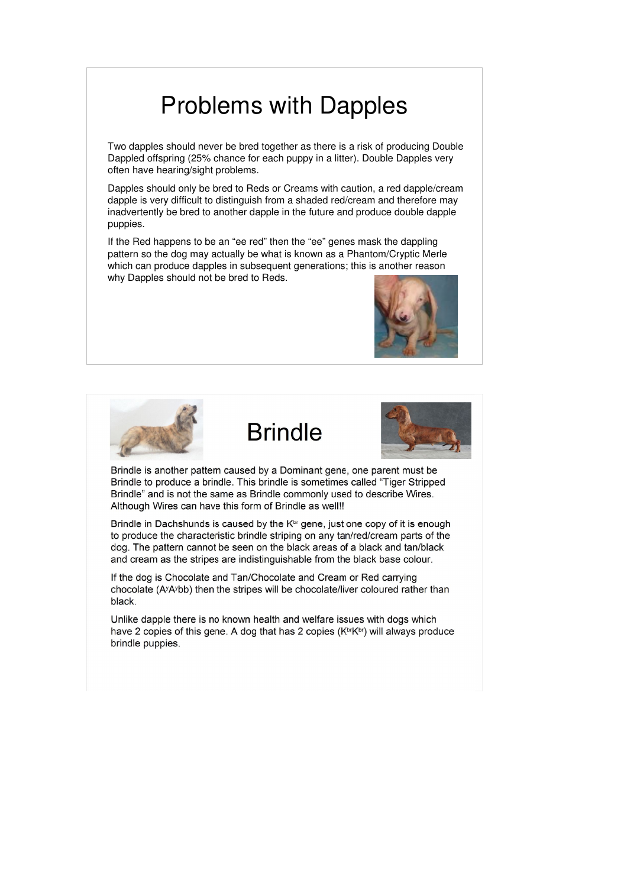# Problems with Dapples

Two dapples should never be bred together as there is a risk of producing Double Dappled offspring (25% chance for each puppy in a litter). Double Dapples very often have hearing/sight problems.

Dapples should only be bred to Reds or Creams with caution, a red dapple/cream dapple is very difficult to distinguish from a shaded red/cream and therefore may inadvertently be bred to another dapple in the future and produce double dapple puppies.

If the Red happens to be an "ee red" then the "ee" genes mask the dappling pattern so the dog may actually be what is known as a Phantom/Cryptic Merle which can produce dapples in subsequent generations; this is another reason why Dapples should not be bred to Reds.

# Brindle

Brindle is another pattern caused by a Dominant gene, one parent must be Brindle to produce a brindle. This brindle is sometimes called "Tiger Stripped Brindle" and is not the same as Brindle commonly used to describe Wires. Although Wires can have this form of Brindle as well!!

Brindle in Dachshunds is caused by the $K^{br}$ gene, just one copy of it is enough to produce the characteristic brindle striping on any tan/red/cream parts of the dog. The pattern cannot be seen on the black areas of a black and tan/black and cream as the stripes are indistinguishable from the black base colour.

If the dog is Chocolate and Tan/Chocolate and Cream or Red carrying chocolate ($A^yA^ybb$) then the stripes will be chocolate/liver coloured rather than black.

Unlike dapple there is no known health and welfare issues with dogs which have 2 copies of this gene. A dog that has 2 copies ($K^{br}K^{br}$) will always produce brindle puppies.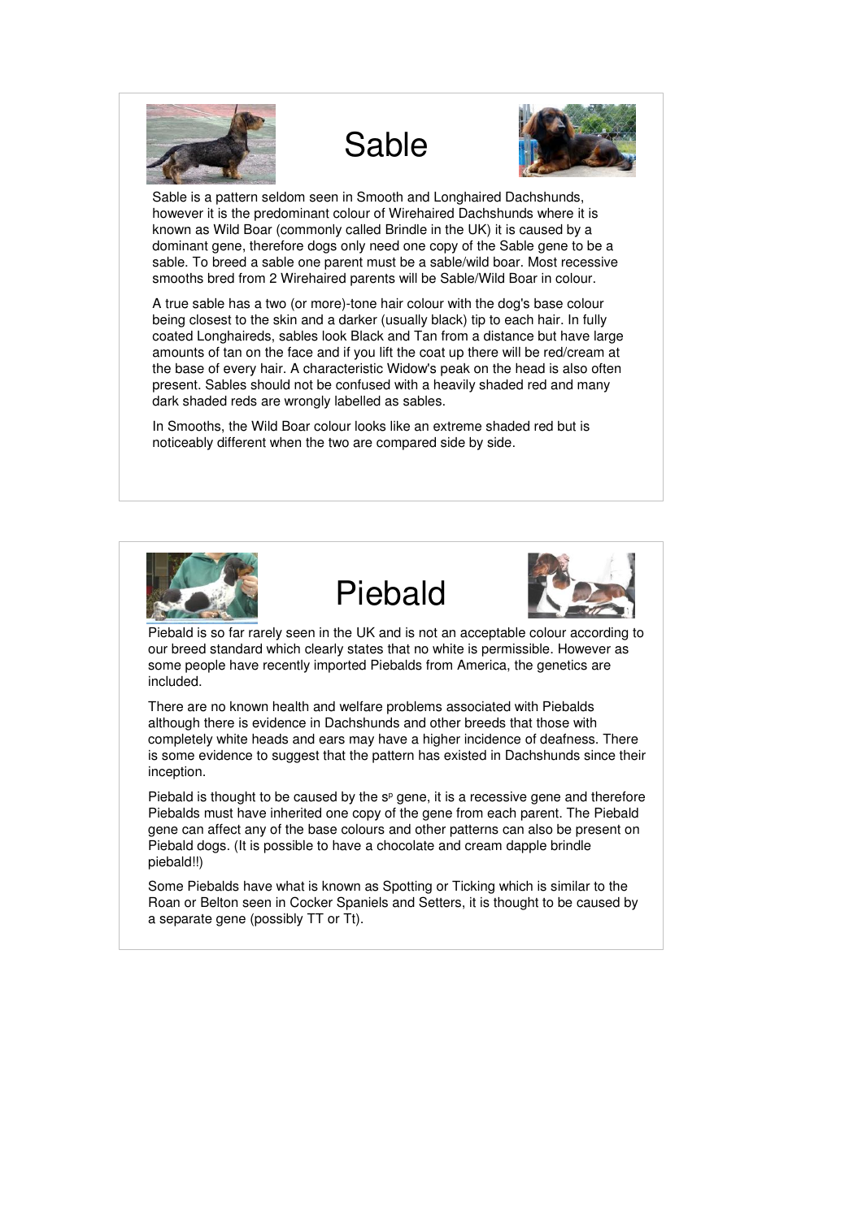# Sable

Sable is a pattern seldom seen in Smooth and Longhaired Dachshunds, however it is the predominant colour of Wirehaired Dachshunds where it is known as Wild Boar (commonly called Brindle in the UK) it is caused by a dominant gene, therefore dogs only need one copy of the Sable gene to be a sable. To breed a sable one parent must be a sable/wild boar. Most recessive smooths bred from 2 Wirehaired parents will be Sable/Wild Boar in colour.

A true sable has a two (or more)-tone hair colour with the dog's base colour being closest to the skin and a darker (usually black) tip to each hair. In fully coated Longhaireds, sables look Black and Tan from a distance but have large amounts of tan on the face and if you lift the coat up there will be red/cream at the base of every hair. A characteristic Widow's peak on the head is also often present. Sables should not be confused with a heavily shaded red and many dark shaded reds are wrongly labelled as sables.

In Smooths, the Wild Boar colour looks like an extreme shaded red but is noticeably different when the two are compared side by side.

# Piebald

Piebald is so far rarely seen in the UK and is not an acceptable colour according to our breed standard which clearly states that no white is permissible. However as some people have recently imported Piebalds from America, the genetics are included.

There are no known health and welfare problems associated with Piebalds although there is evidence in Dachshunds and other breeds that those with completely white heads and ears may have a higher incidence of deafness. There is some evidence to suggest that the pattern has existed in Dachshunds since their inception.

Piebald is thought to be caused by the $s^p$ gene, it is a recessive gene and therefore Piebalds must have inherited one copy of the gene from each parent. The Piebald gene can affect any of the base colours and other patterns can also be present on Piebald dogs. (It is possible to have a chocolate and cream dapple brindle piebald!!)

Some Piebalds have what is known as Spotting or Ticking which is similar to the Roan or Belton seen in Cocker Spaniels and Setters, it is thought to be caused by a separate gene (possibly TT or Tt).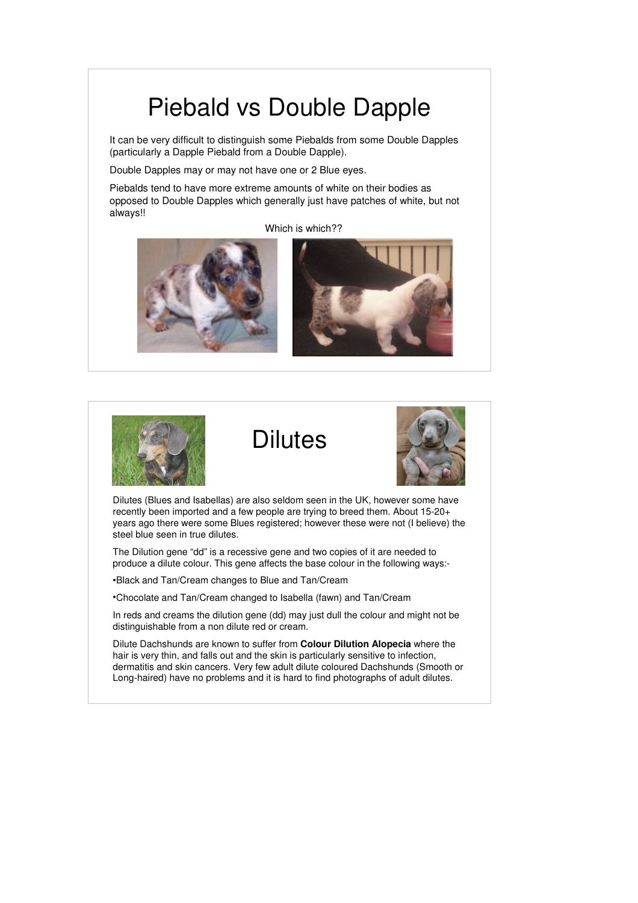# Piebald vs Double Dapple

It can be very difficult to distinguish some Piebalds from some Double Dapples (particularly a Dapple Piebald from a Double Dapple).

Double Dapples may or may not have one or 2 Blue eyes.

Piebalds tend to have more extreme amounts of white on their bodies as opposed to Double Dapples which generally just have patches of white, but not always!!

Which is which??

# Dilutes

Dilutes (Blues and Isabellas) are also seldom seen in the UK, however some have recently been imported and a few people are trying to breed them. About 15-20+ years ago there were some Blues registered; however these were not (I believe) the steel blue seen in true dilutes.

The Dilution gene "dd" is a recessive gene and two copies of it are needed to produce a dilute colour. This gene affects the base colour in the following ways:-

- Black and Tan/Cream changes to Blue and Tan/Cream
- Chocolate and Tan/Cream changed to Isabella (fawn) and Tan/Cream

In reds and creams the dilution gene (dd) may just dull the colour and might not be distinguishable from a non dilute red or cream.

Dilute Dachshunds are known to suffer from **Colour Dilution Alopecia** where the hair is very thin, and falls out and the skin is particularly sensitive to infection, dermatitis and skin cancers. Very few adult dilute coloured Dachshunds (Smooth or Long-haired) have no problems and it is hard to find photographs of adult dilutes.